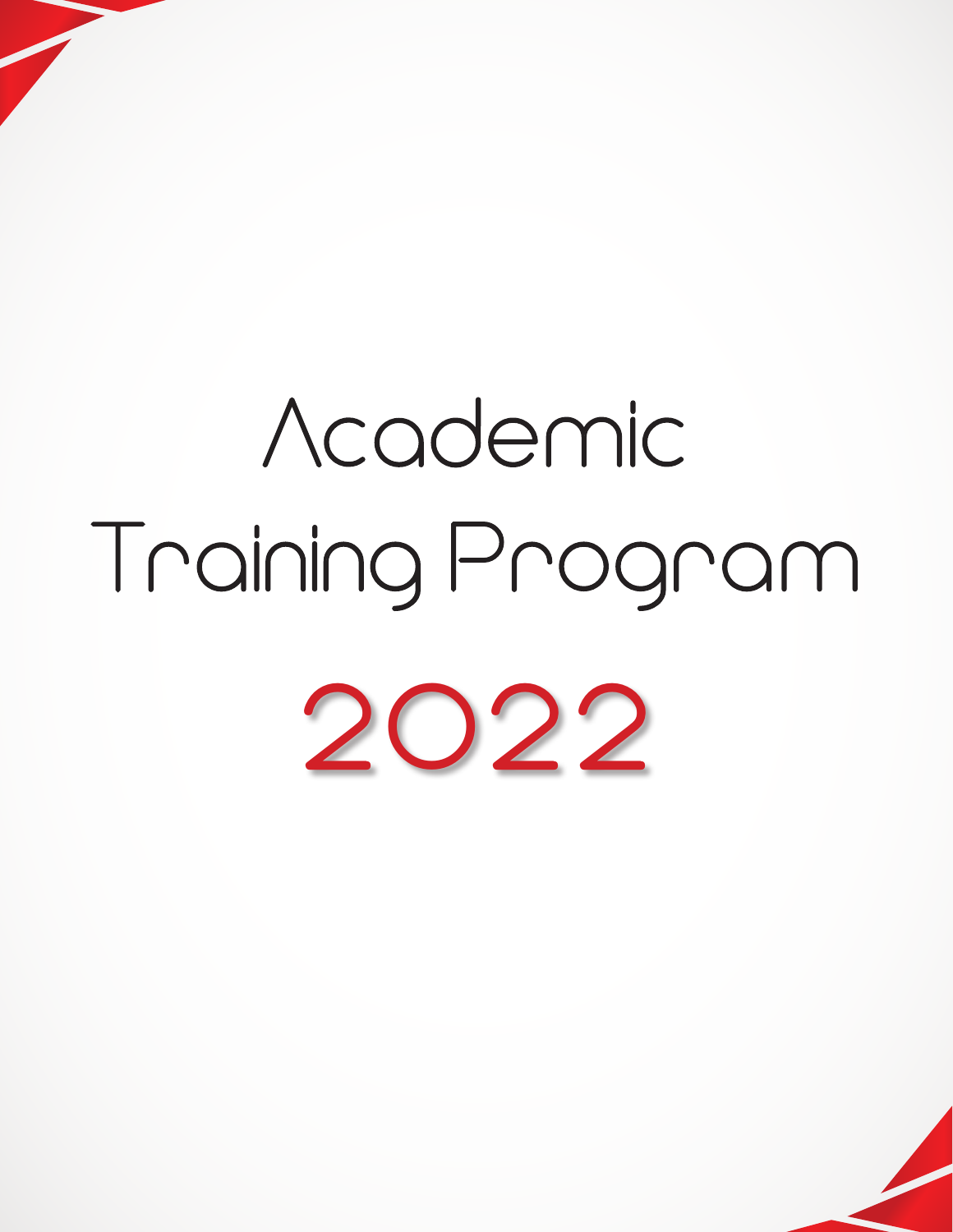# Academic Training Program

# 2022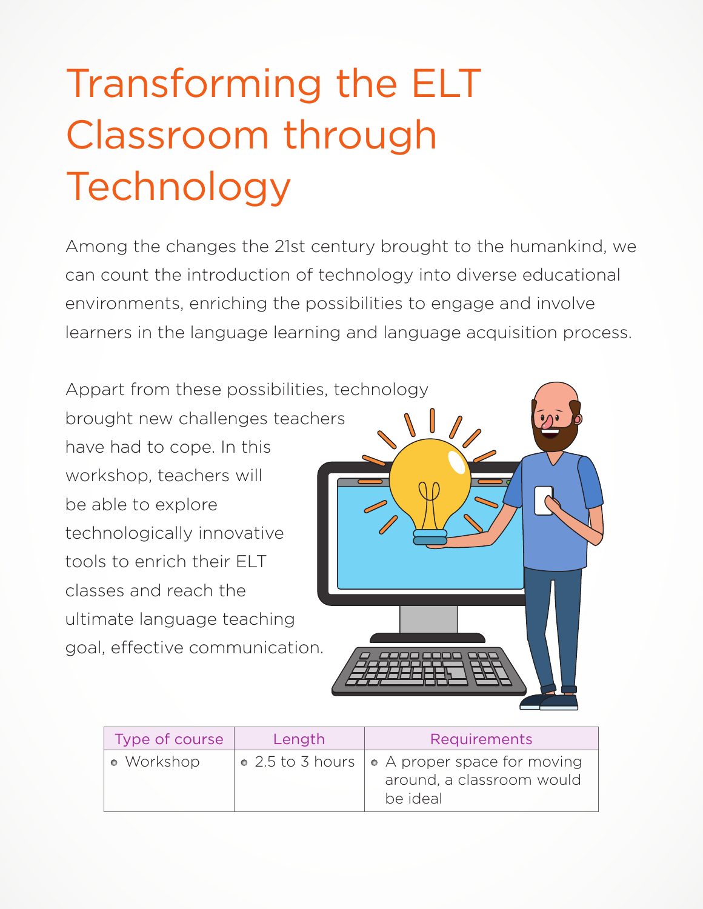# Transforming the ELT Classroom through Technology

Among the changes the 21st century brought to the humankind, we can count the introduction of technology into diverse educational environments, enriching the possibilities to engage and involve learners in the language learning and language acquisition process.

Appart from these possibilities, technology brought new challenges teachers have had to cope. In this workshop, teachers will be able to explore technologically innovative tools to enrich their ELT classes and reach the ultimate language teaching goal, effective communication.

| Type of course | Length | Requirements |
| --- | --- | --- |
| • Workshop | • 2.5 to 3 hours | • A proper space for moving around, a classroom would be ideal |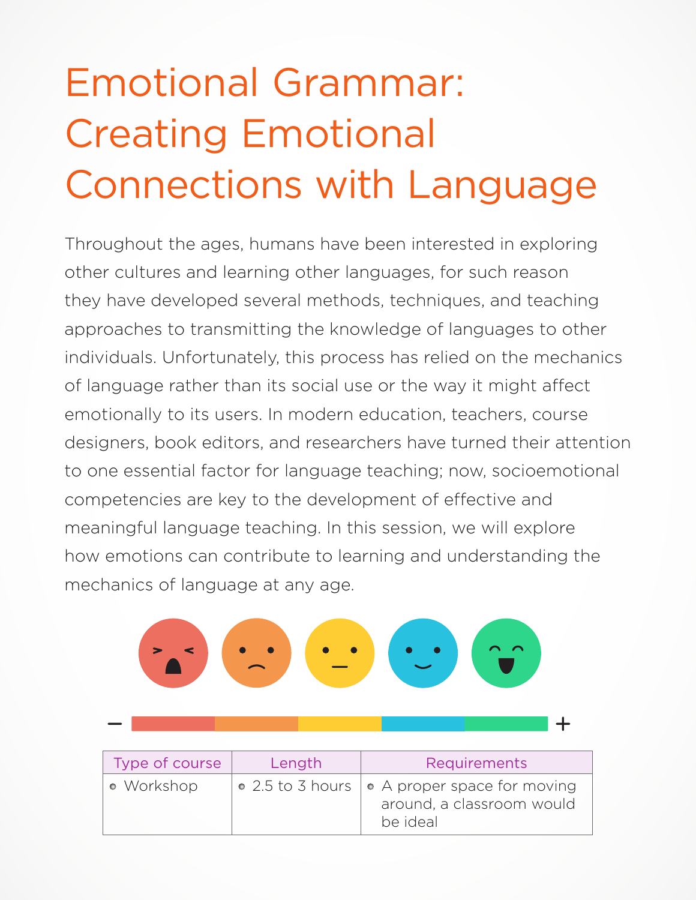# Emotional Grammar: Creating Emotional Connections with Language

Throughout the ages, humans have been interested in exploring other cultures and learning other languages, for such reason they have developed several methods, techniques, and teaching approaches to transmitting the knowledge of languages to other individuals. Unfortunately, this process has relied on the mechanics of language rather than its social use or the way it might affect emotionally to its users. In modern education, teachers, course designers, book editors, and researchers have turned their attention to one essential factor for language teaching; now, socioemotional competencies are key to the development of effective and meaningful language teaching. In this session, we will explore how emotions can contribute to learning and understanding the mechanics of language at any age.

| Type of course | Length | Requirements |
| --- | --- | --- |
| • Workshop | • 2.5 to 3 hours | • A proper space for moving around, a classroom would be ideal |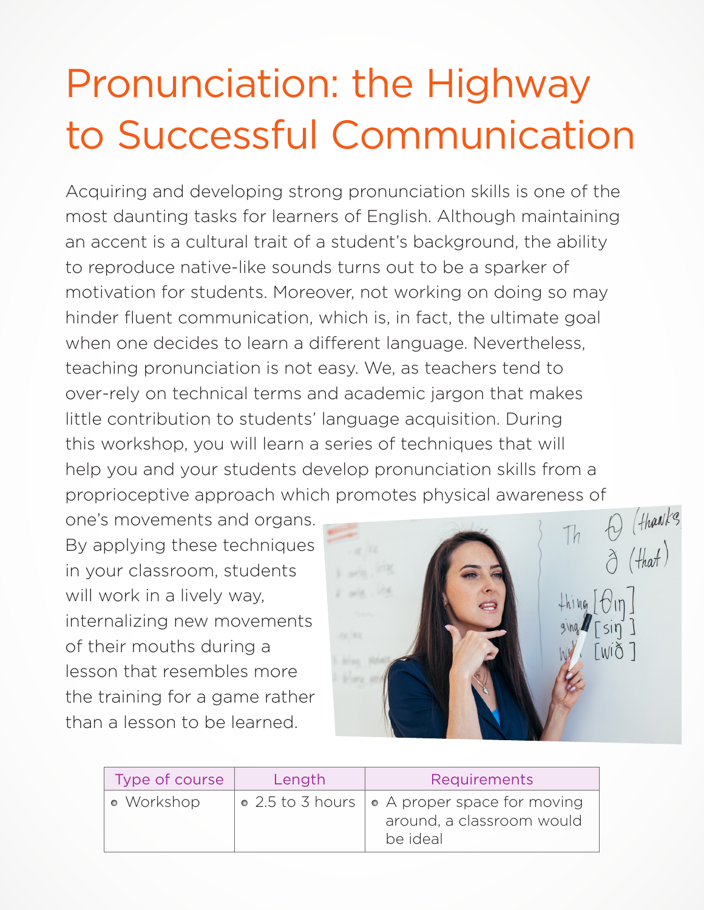# Pronunciation: the Highway to Successful Communication

Acquiring and developing strong pronunciation skills is one of the most daunting tasks for learners of English. Although maintaining an accent is a cultural trait of a student's background, the ability to reproduce native-like sounds turns out to be a sparker of motivation for students. Moreover, not working on doing so may hinder fluent communication, which is, in fact, the ultimate goal when one decides to learn a different language. Nevertheless, teaching pronunciation is not easy. We, as teachers tend to over-rely on technical terms and academic jargon that makes little contribution to students' language acquisition. During this workshop, you will learn a series of techniques that will help you and your students develop pronunciation skills from a proprioceptive approach which promotes physical awareness of one's movements and organs. By applying these techniques in your classroom, students will work in a lively way, internalizing new movements of their mouths during a lesson that resembles more the training for a game rather than a lesson to be learned.

| Type of course | Length | Requirements |
|---|---|---|
| • Workshop | • 2.5 to 3 hours | • A proper space for moving around, a classroom would be ideal |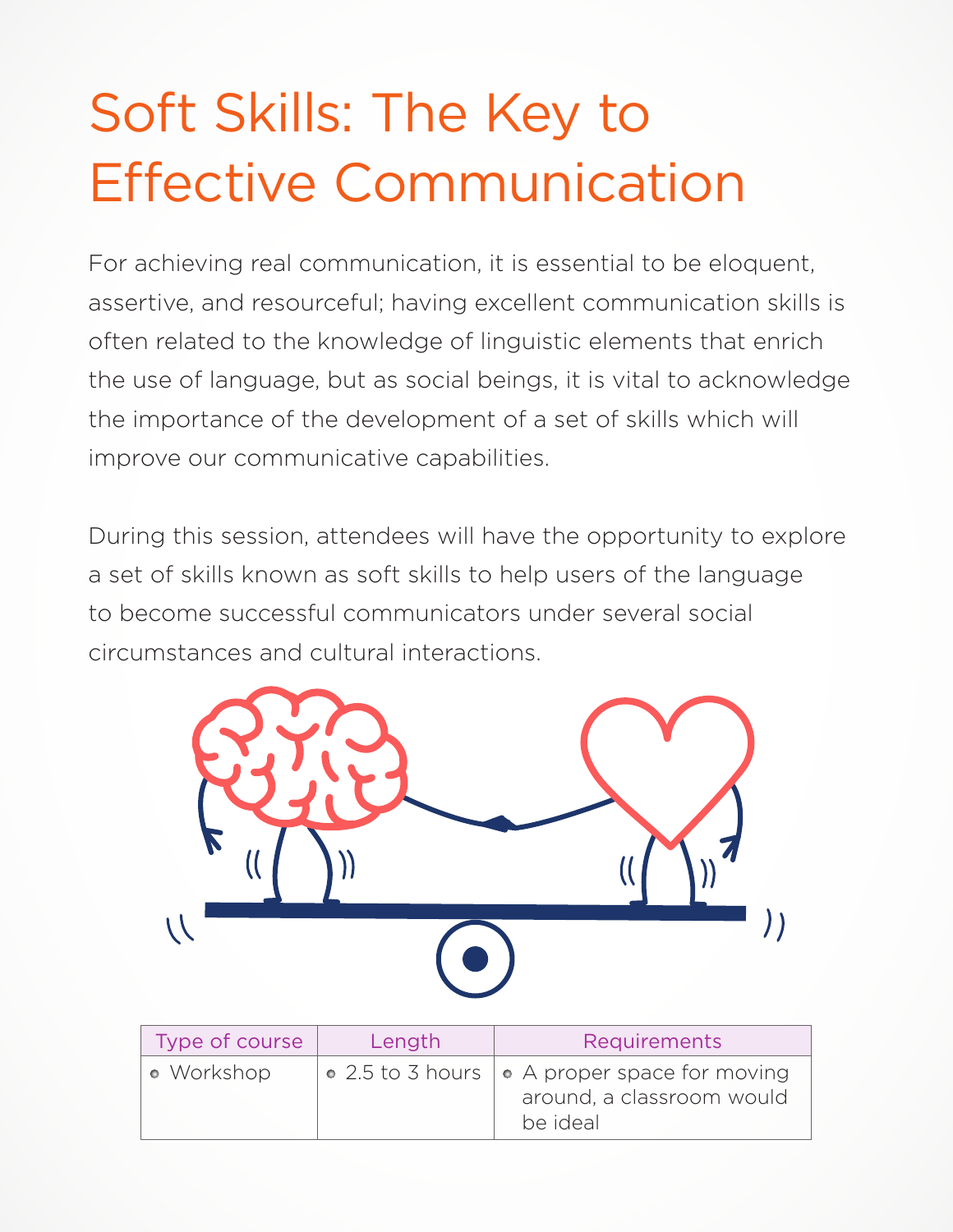# Soft Skills: The Key to Effective Communication

For achieving real communication, it is essential to be eloquent, assertive, and resourceful; having excellent communication skills is often related to the knowledge of linguistic elements that enrich the use of language, but as social beings, it is vital to acknowledge the importance of the development of a set of skills which will improve our communicative capabilities.

During this session, attendees will have the opportunity to explore a set of skills known as soft skills to help users of the language to become successful communicators under several social circumstances and cultural interactions.

| Type of course | Length | Requirements |
| --- | --- | --- |
| • Workshop | • 2.5 to 3 hours | • A proper space for moving around, a classroom would be ideal |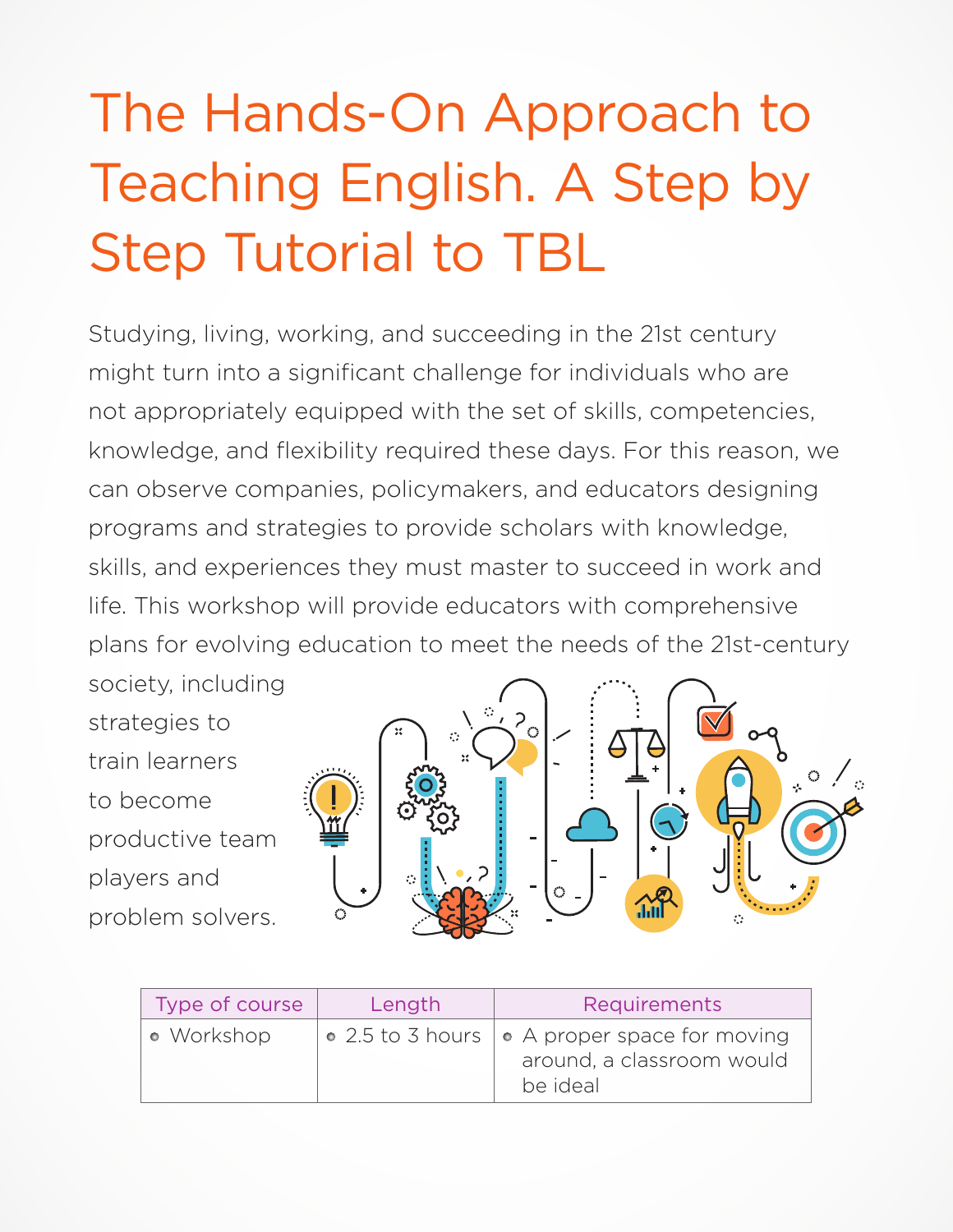# The Hands-On Approach to Teaching English. A Step by Step Tutorial to TBL

Studying, living, working, and succeeding in the 21st century might turn into a significant challenge for individuals who are not appropriately equipped with the set of skills, competencies, knowledge, and flexibility required these days. For this reason, we can observe companies, policymakers, and educators designing programs and strategies to provide scholars with knowledge, skills, and experiences they must master to succeed in work and life. This workshop will provide educators with comprehensive plans for evolving education to meet the needs of the 21st-century society, including strategies to train learners to become productive team players and problem solvers.

| Type of course | Length | Requirements |
| --- | --- | --- |
| • Workshop | • 2.5 to 3 hours | • A proper space for moving around, a classroom would be ideal |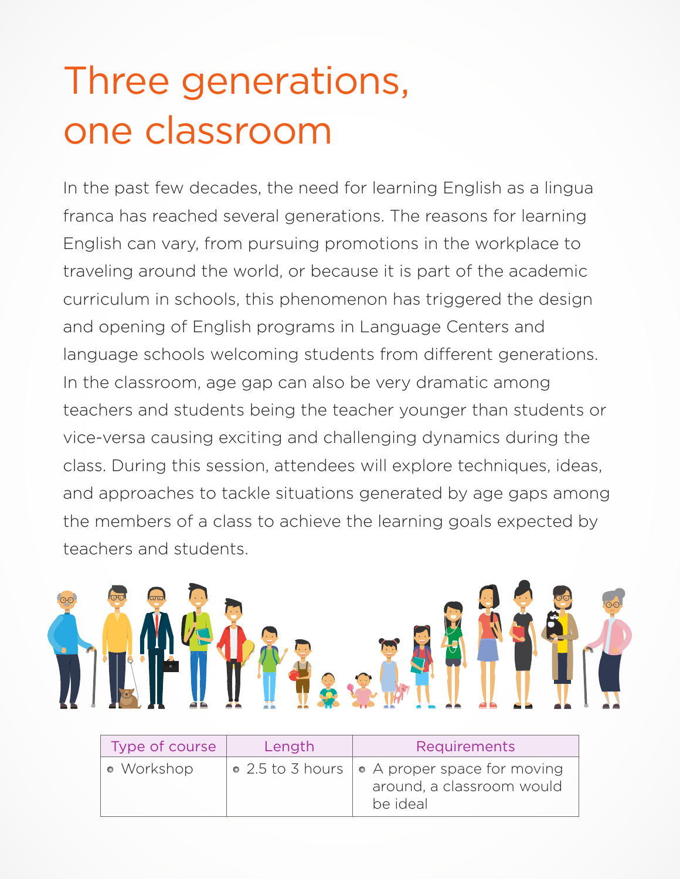# Three generations, one classroom

In the past few decades, the need for learning English as a lingua franca has reached several generations. The reasons for learning English can vary, from pursuing promotions in the workplace to traveling around the world, or because it is part of the academic curriculum in schools, this phenomenon has triggered the design and opening of English programs in Language Centers and language schools welcoming students from different generations. In the classroom, age gap can also be very dramatic among teachers and students being the teacher younger than students or vice-versa causing exciting and challenging dynamics during the class. During this session, attendees will explore techniques, ideas, and approaches to tackle situations generated by age gaps among the members of a class to achieve the learning goals expected by teachers and students.

| Type of course | Length | Requirements |
|---|---|---|
| • Workshop | • 2.5 to 3 hours | • A proper space for moving around, a classroom would be ideal |